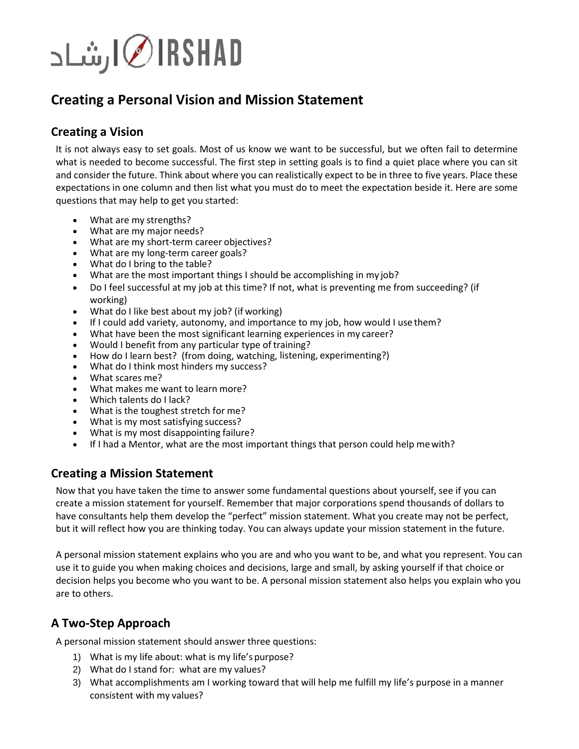# Creating a Personal Vision and Mission Statement

## Creating a Vision

It is not always easy to set goals. Most of us know we want to be successful, but we often fail to determine what is needed to become successful. The first step in setting goals is to find a quiet place where you can sit and consider the future. Think about where you can realistically expect to be in three to five years. Place these expectations in one column and then list what you must do to meet the expectation beside it. Here are some questions that may help to get you started:

- What are my strengths?
- What are my major needs?
- What are my short-term career objectives?
- What are my long-term career goals?
- What do I bring to the table?
- What are the most important things I should be accomplishing in my job?
- Do I feel successful at my job at this time? If not, what is preventing me from succeeding? (if working)
- What do I like best about my job? (if working)
- If I could add variety, autonomy, and importance to my job, how would I use them?
- What have been the most significant learning experiences in my career?
- Would I benefit from any particular type of training?
- How do I learn best? (from doing, watching, listening, experimenting?)
- What do I think most hinders my success?
- What scares me?
- What makes me want to learn more?
- Which talents do I lack?
- What is the toughest stretch for me?
- What is my most satisfying success?
- What is my most disappointing failure?
- If I had a Mentor, what are the most important things that person could help me with?

## Creating a Mission Statement

Now that you have taken the time to answer some fundamental questions about yourself, see if you can create a mission statement for yourself. Remember that major corporations spend thousands of dollars to have consultants help them develop the “perfect” mission statement. What you create may not be perfect, but it will reflect how you are thinking today. You can always update your mission statement in the future.

A personal mission statement explains who you are and who you want to be, and what you represent. You can use it to guide you when making choices and decisions, large and small, by asking yourself if that choice or decision helps you become who you want to be. A personal mission statement also helps you explain who you are to others.

## A Two-Step Approach

A personal mission statement should answer three questions:

1) What is my life about: what is my life’s purpose?
2) What do I stand for: what are my values?
3) What accomplishments am I working toward that will help me fulfill my life’s purpose in a manner consistent with my values?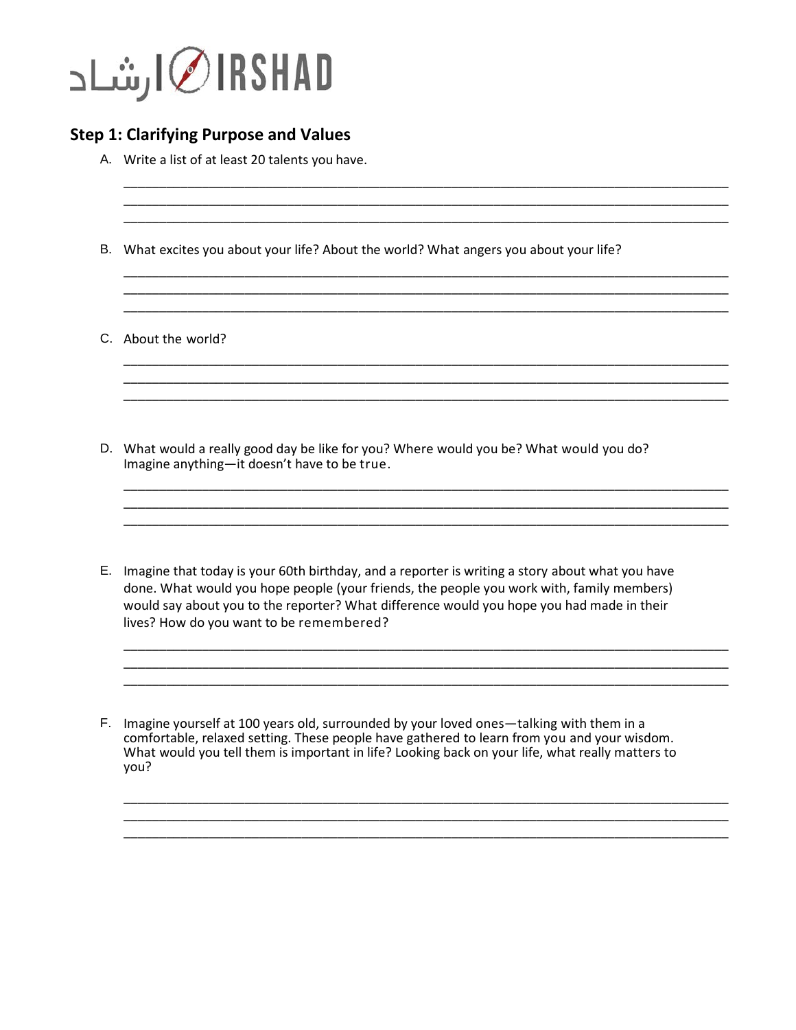## Step 1: Clarifying Purpose and Values

A. Write a list of at least 20 talents you have.

B. What excites you about your life? About the world? What angers you about your life?

C. About the world?

D. What would a really good day be like for you? Where would you be? What would you do? Imagine anything—it doesn't have to be true.

E. Imagine that today is your 60th birthday, and a reporter is writing a story about what you have done. What would you hope people (your friends, the people you work with, family members) would say about you to the reporter? What difference would you hope you had made in their lives? How do you want to be remembered?

F. Imagine yourself at 100 years old, surrounded by your loved ones—talking with them in a comfortable, relaxed setting. These people have gathered to learn from you and your wisdom. What would you tell them is important in life? Looking back on your life, what really matters to you?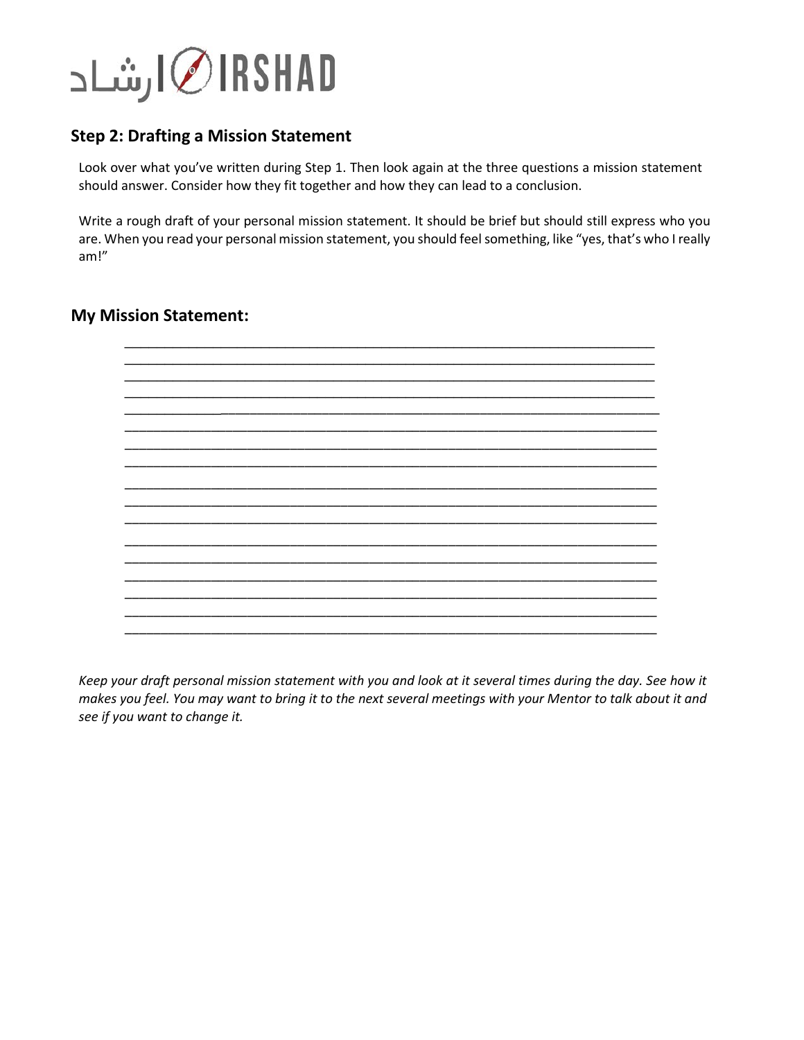## Step 2: Drafting a Mission Statement

Look over what you've written during Step 1. Then look again at the three questions a mission statement should answer. Consider how they fit together and how they can lead to a conclusion.

Write a rough draft of your personal mission statement. It should be brief but should still express who you are. When you read your personal mission statement, you should feel something, like "yes, that's who I really am!"

## My Mission Statement:

________________________________________________________________________

________________________________________________________________________

________________________________________________________________________

________________________________________________________________________

________________________________________________________________________

________________________________________________________________________

________________________________________________________________________

________________________________________________________________________

________________________________________________________________________

________________________________________________________________________

________________________________________________________________________

________________________________________________________________________

________________________________________________________________________

________________________________________________________________________

________________________________________________________________________

________________________________________________________________________

________________________________________________________________________

*Keep your draft personal mission statement with you and look at it several times during the day. See how it makes you feel. You may want to bring it to the next several meetings with your Mentor to talk about it and see if you want to change it.*